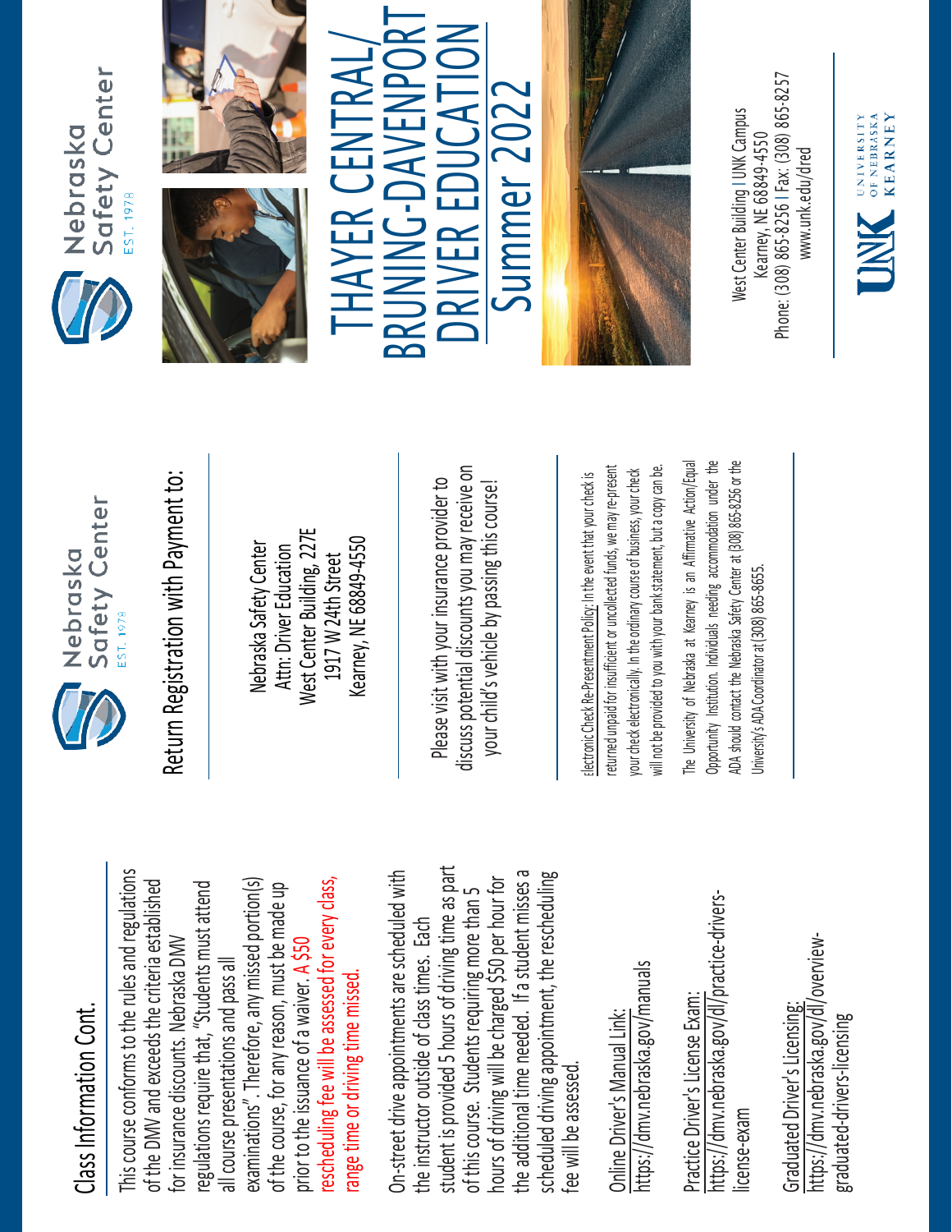## Class Information Cont.

This course conforms to the rules and regulations of the DMV and exceeds the criteria established for insurance discounts. Nebraska DMV regulations require that, "Students must attend all course presentations and pass all examinations". Therefore, any missed portion(s) of the course, for any reason, must be made up prior to the issuance of a waiver. A $50 rescheduling fee will be assessed for every class, range time or driving time missed.

On-street drive appointments are scheduled with the instructor outside of class times. Each student is provided 5 hours of driving time as part of this course. Students requiring more than 5 hours of driving will be charged $50 per hour for the additional time needed. If a student misses a scheduled driving appointment, the rescheduling fee will be assessed.

Online Driver's Manual Link:
https://dmv.nebraska.gov/manuals

Practice Driver's License Exam:
https://dmv.nebraska.gov/dl/practice-drivers-license-exam

Graduated Driver's Licensing:
https://dmv.nebraska.gov/dl/overview-graduated-drivers-licensing

Nebraska Safety Center
EST. 1978

## Return Registration with Payment to:

Nebraska Safety Center
Attn: Driver Education
West Center Building, 227E
1917 W 24th Street
Kearney, NE 68849-4550

Please visit with your insurance provider to discuss potential discounts you may receive on your child's vehicle by passing this course!

Electronic Check Re-Presentment Policy: In the event that your check is returned unpaid for insufficient or uncollected funds, we may re-present your check electronically. In the ordinary course of business, your check will not be provided to you with your bank statement, but a copy can be.

The University of Nebraska at Kearney is an Affirmative Action/Equal Opportunity Institution. Individuals needing accommodation under the ADA should contact the Nebraska Safety Center at (308) 865-8256 or the University's ADA Coordinator at (308) 865-8655.

Nebraska Safety Center
EST. 1978

# THAYER CENTRAL/ BRUNING-DAVENPORT DRIVER EDUCATION Summer 2022

West Center Building | UNK Campus
Kearney, NE 68849-4550
Phone: (308) 865-8256 | Fax: (308) 865-8257
www.unk.edu/dred

UNK University of Nebraska Kearney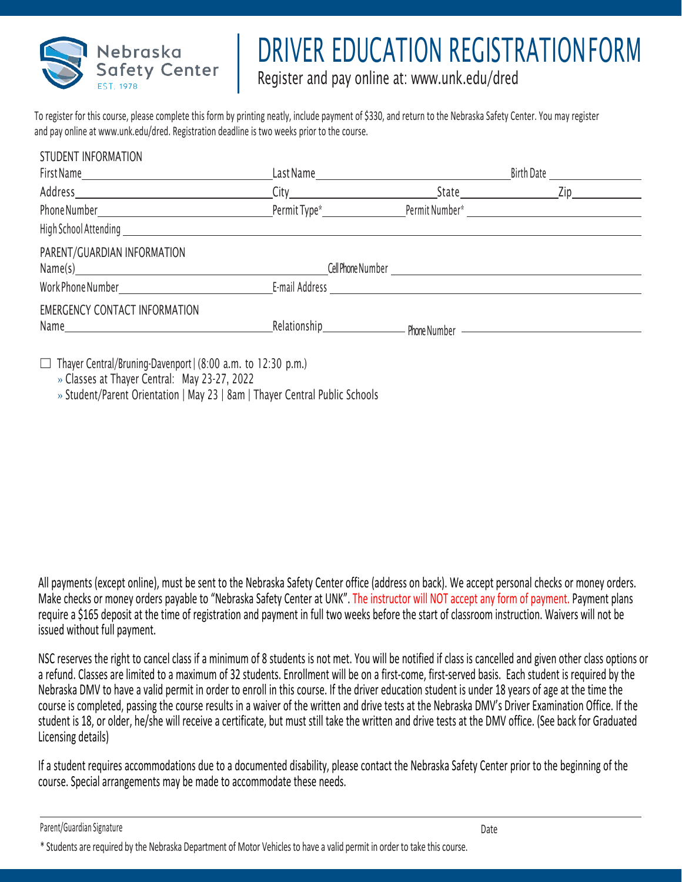Nebraska Safety Center
EST. 1978

# DRIVER EDUCATION REGISTRATION FORM

Register and pay online at: www.unk.edu/dred

To register for this course, please complete this form by printing neatly, include payment of $330, and return to the Nebraska Safety Center. You may register and pay online at www.unk.edu/dred. Registration deadline is two weeks prior to the course.

## STUDENT INFORMATION

First Name\_\_\_\_\_\_\_\_\_\_ Last Name\_\_\_\_\_\_\_\_\_\_ Birth Date\_\_\_\_\_\_\_\_\_\_

Address\_\_\_\_\_\_\_\_\_\_ City\_\_\_\_\_\_\_\_\_\_ State\_\_\_\_\_\_\_\_\_\_ Zip\_\_\_\_\_\_\_\_\_\_

Phone Number\_\_\_\_\_\_\_\_\_\_ Permit Type*\_\_\_\_\_\_\_\_\_\_ Permit Number*\_\_\_\_\_\_\_\_\_\_

High School Attending\_\_\_\_\_\_\_\_\_\_

## PARENT/GUARDIAN INFORMATION

Name(s)\_\_\_\_\_\_\_\_\_\_ Cell Phone Number\_\_\_\_\_\_\_\_\_\_

Work Phone Number\_\_\_\_\_\_\_\_\_\_ E-mail Address\_\_\_\_\_\_\_\_\_\_

## EMERGENCY CONTACT INFORMATION

Name\_\_\_\_\_\_\_\_\_\_ Relationship\_\_\_\_\_\_\_\_\_\_ Phone Number\_\_\_\_\_\_\_\_\_\_

☐ Thayer Central/Bruning-Davenport | (8:00 a.m. to 12:30 p.m.)

- » Classes at Thayer Central: May 23-27, 2022
- » Student/Parent Orientation | May 23 | 8am | Thayer Central Public Schools

All payments (except online), must be sent to the Nebraska Safety Center office (address on back). We accept personal checks or money orders. Make checks or money orders payable to "Nebraska Safety Center at UNK". The instructor will NOT accept any form of payment. Payment plans require a $165 deposit at the time of registration and payment in full two weeks before the start of classroom instruction. Waivers will not be issued without full payment.

NSC reserves the right to cancel class if a minimum of 8 students is not met. You will be notified if class is cancelled and given other class options or a refund. Classes are limited to a maximum of 32 students. Enrollment will be on a first-come, first-served basis. Each student is required by the Nebraska DMV to have a valid permit in order to enroll in this course. If the driver education student is under 18 years of age at the time the course is completed, passing the course results in a waiver of the written and drive tests at the Nebraska DMV's Driver Examination Office. If the student is 18, or older, he/she will receive a certificate, but must still take the written and drive tests at the DMV office. (See back for Graduated Licensing details)

If a student requires accommodations due to a documented disability, please contact the Nebraska Safety Center prior to the beginning of the course. Special arrangements may be made to accommodate these needs.

Parent/Guardian Signature\_\_\_\_\_\_\_\_\_\_ Date\_\_\_\_\_\_\_\_\_\_

\* Students are required by the Nebraska Department of Motor Vehicles to have a valid permit in order to take this course.